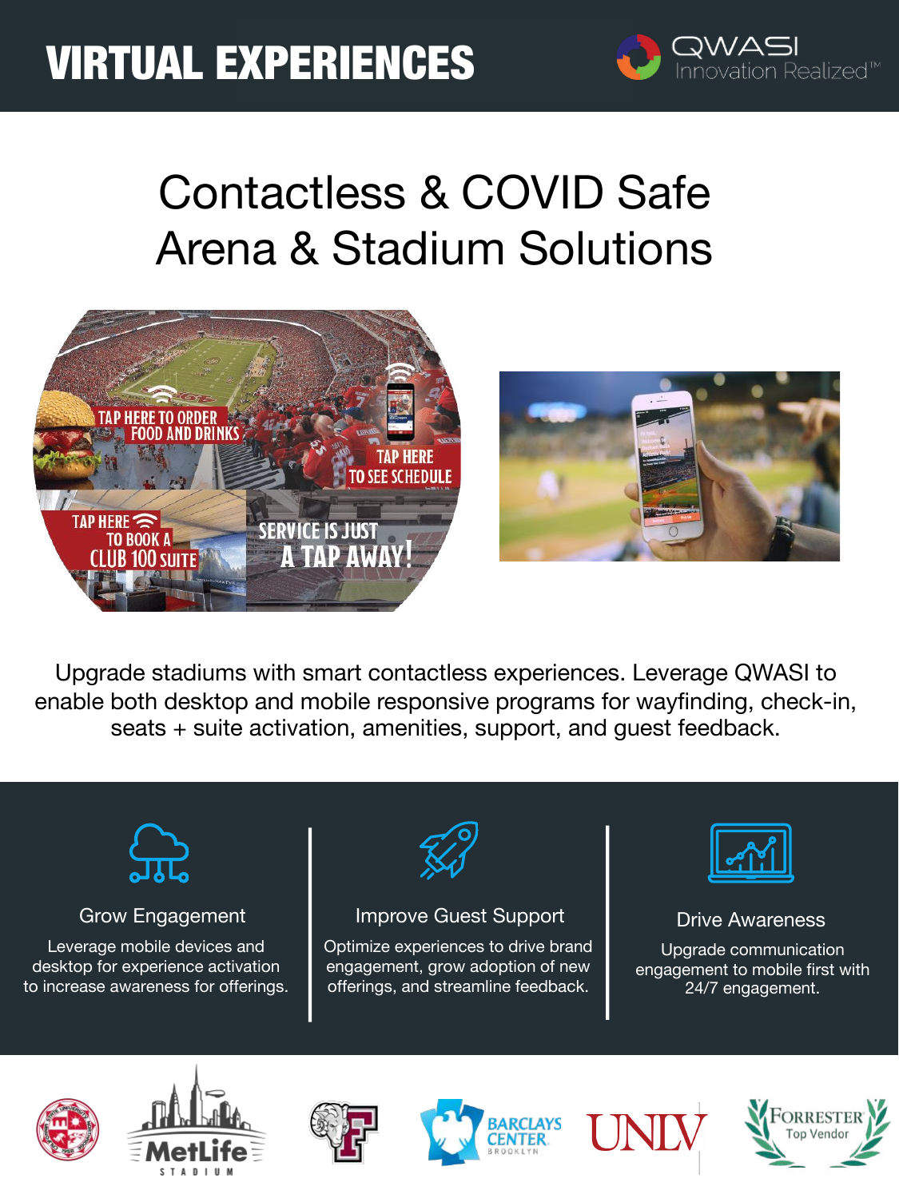# VIRTUAL EXPERIENCES

QWASI Innovation Realized™

## Contactless & COVID Safe Arena & Stadium Solutions

Upgrade stadiums with smart contactless experiences. Leverage QWASI to enable both desktop and mobile responsive programs for wayfinding, check-in, seats + suite activation, amenities, support, and guest feedback.

### Grow Engagement

Leverage mobile devices and desktop for experience activation to increase awareness for offerings.

### Improve Guest Support

Optimize experiences to drive brand engagement, grow adoption of new offerings, and streamline feedback.

### Drive Awareness

Upgrade communication engagement to mobile first with 24/7 engagement.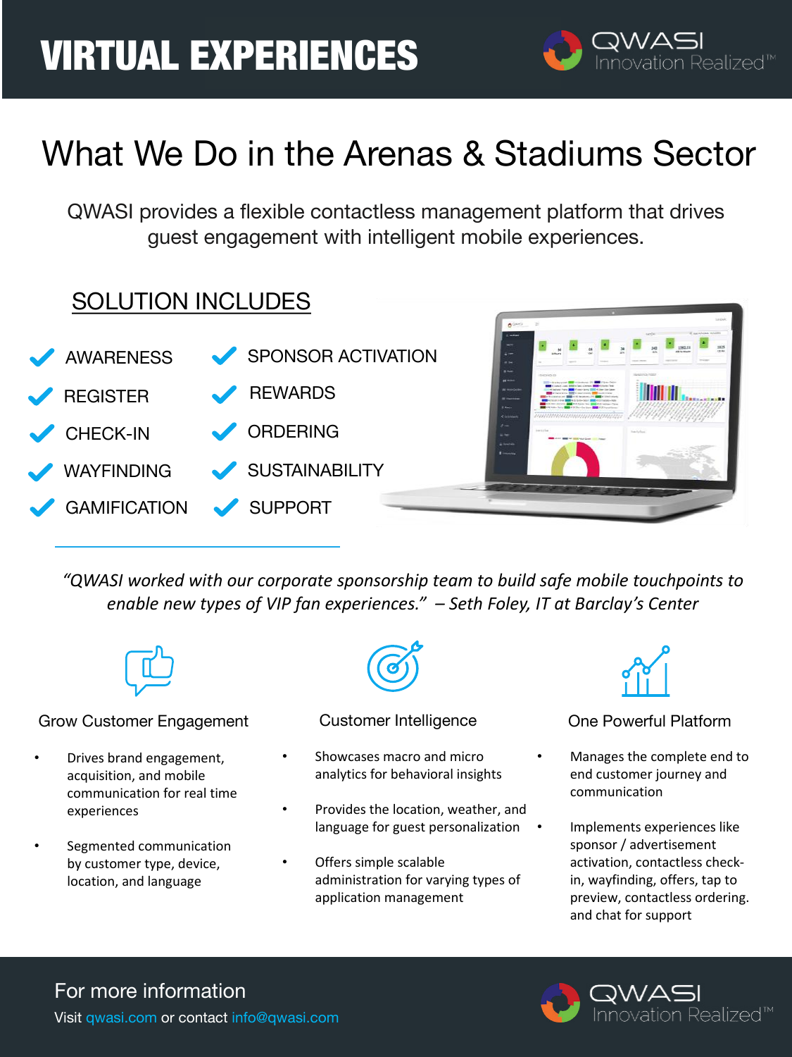# VIRTUAL EXPERIENCES

QWASI Innovation Realized™

## What We Do in the Arenas & Stadiums Sector

QWASI provides a flexible contactless management platform that drives guest engagement with intelligent mobile experiences.

### SOLUTION INCLUDES

- AWARENESS
- REGISTER
- CHECK-IN
- WAYFINDING
- GAMIFICATION
- SPONSOR ACTIVATION
- REWARDS
- ORDERING
- SUSTAINABILITY
- SUPPORT

*"QWASI worked with our corporate sponsorship team to build safe mobile touchpoints to enable new types of VIP fan experiences." – Seth Foley, IT at Barclay's Center*

### Grow Customer Engagement

- Drives brand engagement, acquisition, and mobile communication for real time experiences
- Segmented communication by customer type, device, location, and language

### Customer Intelligence

- Showcases macro and micro analytics for behavioral insights
- Provides the location, weather, and language for guest personalization
- Offers simple scalable administration for varying types of application management

### One Powerful Platform

- Manages the complete end to end customer journey and communication
- Implements experiences like sponsor / advertisement activation, contactless check-in, wayfinding, offers, tap to preview, contactless ordering. and chat for support

For more information

Visit qwasi.com or contact info@qwasi.com

QWASI Innovation Realized™